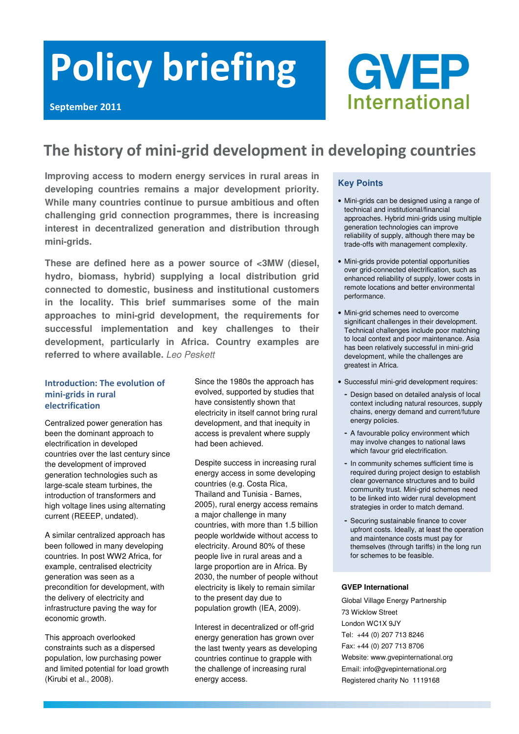# Policy briefing

**September 2011**

**GVEP International**

## The history of mini-grid development in developing countries

**Improving access to modern energy services in rural areas in developing countries remains a major development priority. While many countries continue to pursue ambitious and often challenging grid connection programmes, there is increasing interest in decentralized generation and distribution through mini-grids.**

**These are defined here as a power source of <3MW (diesel, hydro, biomass, hybrid) supplying a local distribution grid connected to domestic, business and institutional customers in the locality. This brief summarises some of the main approaches to mini-grid development, the requirements for successful implementation and key challenges to their development, particularly in Africa. Country examples are referred to where available.** *Leo Peskett*

### Introduction: The evolution of mini-grids in rural electrification

Centralized power generation has been the dominant approach to electrification in developed countries over the last century since the development of improved generation technologies such as large-scale steam turbines, the introduction of transformers and high voltage lines using alternating current (REEEP, undated).

A similar centralized approach has been followed in many developing countries. In post WW2 Africa, for example, centralised electricity generation was seen as a precondition for development, with the delivery of electricity and infrastructure paving the way for economic growth.

This approach overlooked constraints such as a dispersed population, low purchasing power and limited potential for load growth (Kirubi et al., 2008).

Since the 1980s the approach has evolved, supported by studies that have consistently shown that electricity in itself cannot bring rural development, and that inequity in access is prevalent where supply had been achieved.

Despite success in increasing rural energy access in some developing countries (e.g. Costa Rica, Thailand and Tunisia - Barnes, 2005), rural energy access remains a major challenge in many countries, with more than 1.5 billion people worldwide without access to electricity. Around 80% of these people live in rural areas and a large proportion are in Africa. By 2030, the number of people without electricity is likely to remain similar to the present day due to population growth (IEA, 2009).

Interest in decentralized or off-grid energy generation has grown over the last twenty years as developing countries continue to grapple with the challenge of increasing rural energy access.

### Key Points

- Mini-grids can be designed using a range of technical and institutional/financial approaches. Hybrid mini-grids using multiple generation technologies can improve reliability of supply, although there may be trade-offs with management complexity.
- Mini-grids provide potential opportunities over grid-connected electrification, such as enhanced reliability of supply, lower costs in remote locations and better environmental performance.
- Mini-grid schemes need to overcome significant challenges in their development. Technical challenges include poor matching to local context and poor maintenance. Asia has been relatively successful in mini-grid development, while the challenges are greatest in Africa.
- Successful mini-grid development requires:
  - Design based on detailed analysis of local context including natural resources, supply chains, energy demand and current/future energy policies.
  - A favourable policy environment which may involve changes to national laws which favour grid electrification.
  - In community schemes sufficient time is required during project design to establish clear governance structures and to build community trust. Mini-grid schemes need to be linked into wider rural development strategies in order to match demand.
  - Securing sustainable finance to cover upfront costs. Ideally, at least the operation and maintenance costs must pay for themselves (through tariffs) in the long run for schemes to be feasible.

**GVEP International**

Global Village Energy Partnership
73 Wicklow Street
London WC1X 9JY
Tel: +44 (0) 207 713 8246
Fax: +44 (0) 207 713 8706
Website: www.gvepinternational.org
Email: info@gvepinternational.org
Registered charity No 1119168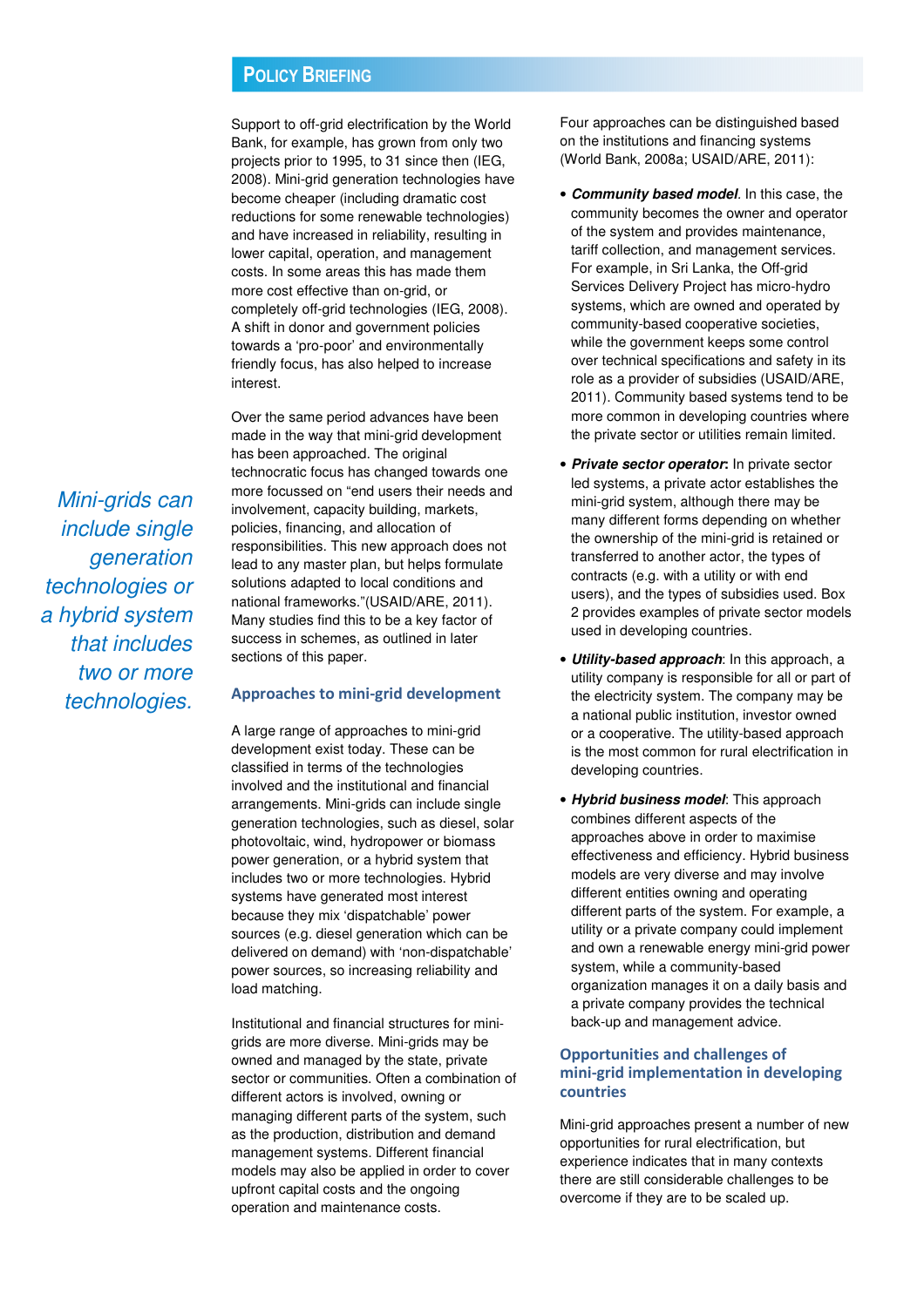Support to off-grid electrification by the World Bank, for example, has grown from only two projects prior to 1995, to 31 since then (IEG, 2008). Mini-grid generation technologies have become cheaper (including dramatic cost reductions for some renewable technologies) and have increased in reliability, resulting in lower capital, operation, and management costs. In some areas this has made them more cost effective than on-grid, or completely off-grid technologies (IEG, 2008). A shift in donor and government policies towards a 'pro-poor' and environmentally friendly focus, has also helped to increase interest.

Over the same period advances have been made in the way that mini-grid development has been approached. The original technocratic focus has changed towards one more focussed on "end users their needs and involvement, capacity building, markets, policies, financing, and allocation of responsibilities. This new approach does not lead to any master plan, but helps formulate solutions adapted to local conditions and national frameworks."(USAID/ARE, 2011). Many studies find this to be a key factor of success in schemes, as outlined in later sections of this paper.

*Mini-grids can include single generation technologies or a hybrid system that includes two or more technologies.*

## Approaches to mini-grid development

A large range of approaches to mini-grid development exist today. These can be classified in terms of the technologies involved and the institutional and financial arrangements. Mini-grids can include single generation technologies, such as diesel, solar photovoltaic, wind, hydropower or biomass power generation, or a hybrid system that includes two or more technologies. Hybrid systems have generated most interest because they mix 'dispatchable' power sources (e.g. diesel generation which can be delivered on demand) with 'non-dispatchable' power sources, so increasing reliability and load matching.

Institutional and financial structures for mini-grids are more diverse. Mini-grids may be owned and managed by the state, private sector or communities. Often a combination of different actors is involved, owning or managing different parts of the system, such as the production, distribution and demand management systems. Different financial models may also be applied in order to cover upfront capital costs and the ongoing operation and maintenance costs.

Four approaches can be distinguished based on the institutions and financing systems (World Bank, 2008a; USAID/ARE, 2011):

- ***Community based model***. In this case, the community becomes the owner and operator of the system and provides maintenance, tariff collection, and management services. For example, in Sri Lanka, the Off-grid Services Delivery Project has micro-hydro systems, which are owned and operated by community-based cooperative societies, while the government keeps some control over technical specifications and safety in its role as a provider of subsidies (USAID/ARE, 2011). Community based systems tend to be more common in developing countries where the private sector or utilities remain limited.
- ***Private sector operator***: In private sector led systems, a private actor establishes the mini-grid system, although there may be many different forms depending on whether the ownership of the mini-grid is retained or transferred to another actor, the types of contracts (e.g. with a utility or with end users), and the types of subsidies used. Box 2 provides examples of private sector models used in developing countries.
- ***Utility-based approach***: In this approach, a utility company is responsible for all or part of the electricity system. The company may be a national public institution, investor owned or a cooperative. The utility-based approach is the most common for rural electrification in developing countries.
- ***Hybrid business model***: This approach combines different aspects of the approaches above in order to maximise effectiveness and efficiency. Hybrid business models are very diverse and may involve different entities owning and operating different parts of the system. For example, a utility or a private company could implement and own a renewable energy mini-grid power system, while a community-based organization manages it on a daily basis and a private company provides the technical back-up and management advice.

## Opportunities and challenges of mini-grid implementation in developing countries

Mini-grid approaches present a number of new opportunities for rural electrification, but experience indicates that in many contexts there are still considerable challenges to be overcome if they are to be scaled up.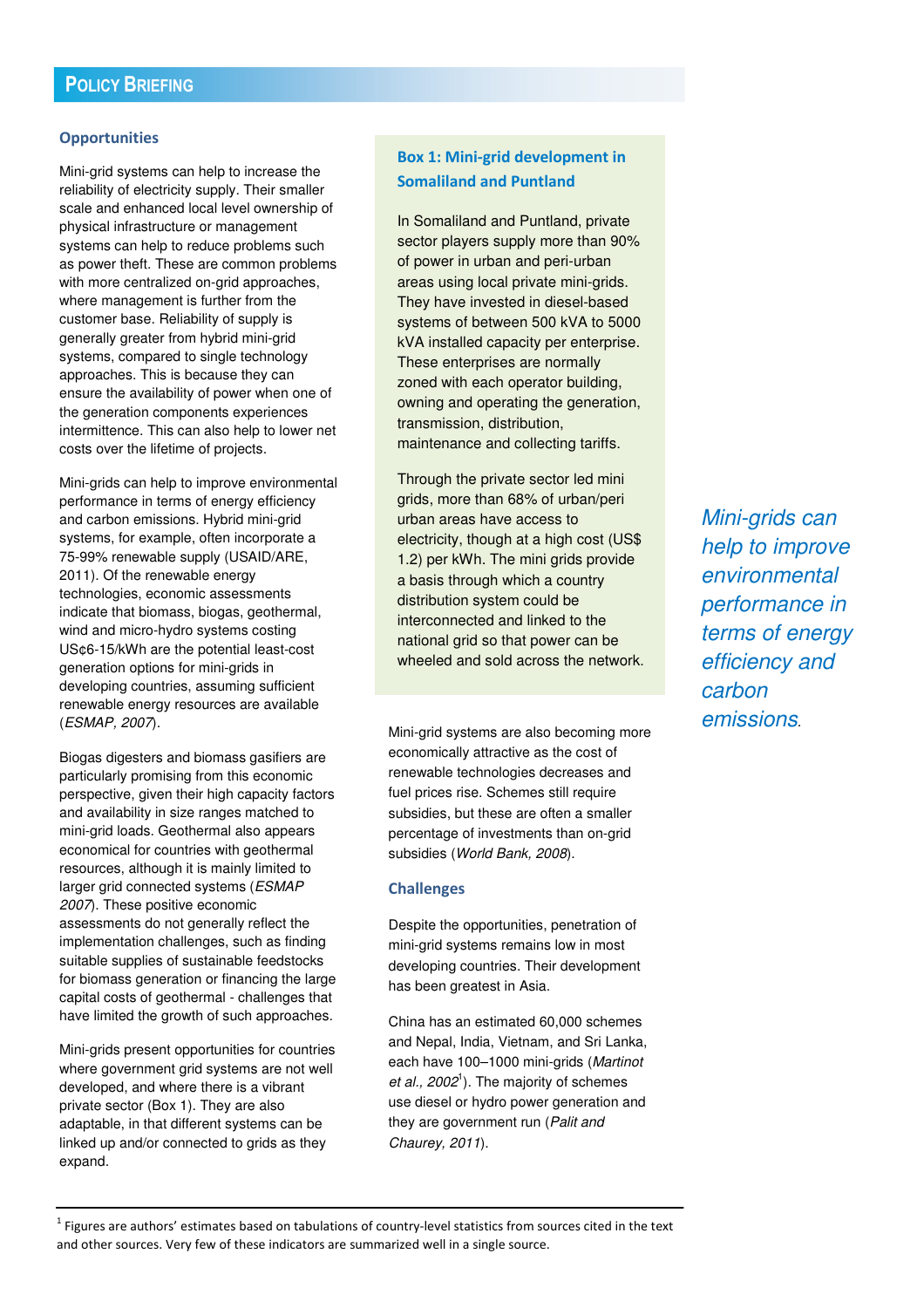## Opportunities

Mini-grid systems can help to increase the reliability of electricity supply. Their smaller scale and enhanced local level ownership of physical infrastructure or management systems can help to reduce problems such as power theft. These are common problems with more centralized on-grid approaches, where management is further from the customer base. Reliability of supply is generally greater from hybrid mini-grid systems, compared to single technology approaches. This is because they can ensure the availability of power when one of the generation components experiences intermittence. This can also help to lower net costs over the lifetime of projects.

Mini-grids can help to improve environmental performance in terms of energy efficiency and carbon emissions. Hybrid mini-grid systems, for example, often incorporate a 75-99% renewable supply (USAID/ARE, 2011). Of the renewable energy technologies, economic assessments indicate that biomass, biogas, geothermal, wind and micro-hydro systems costing US¢6-15/kWh are the potential least-cost generation options for mini-grids in developing countries, assuming sufficient renewable energy resources are available (*ESMAP, 2007*).

Biogas digesters and biomass gasifiers are particularly promising from this economic perspective, given their high capacity factors and availability in size ranges matched to mini-grid loads. Geothermal also appears economical for countries with geothermal resources, although it is mainly limited to larger grid connected systems (*ESMAP 2007*). These positive economic assessments do not generally reflect the implementation challenges, such as finding suitable supplies of sustainable feedstocks for biomass generation or financing the large capital costs of geothermal - challenges that have limited the growth of such approaches.

Mini-grids present opportunities for countries where government grid systems are not well developed, and where there is a vibrant private sector (Box 1). They are also adaptable, in that different systems can be linked up and/or connected to grids as they expand.

### Box 1: Mini-grid development in Somaliland and Puntland

In Somaliland and Puntland, private sector players supply more than 90% of power in urban and peri-urban areas using local private mini-grids. They have invested in diesel-based systems of between 500 kVA to 5000 kVA installed capacity per enterprise. These enterprises are normally zoned with each operator building, owning and operating the generation, transmission, distribution, maintenance and collecting tariffs.

Through the private sector led mini grids, more than 68% of urban/peri urban areas have access to electricity, though at a high cost (US$ 1.2) per kWh. The mini grids provide a basis through which a country distribution system could be interconnected and linked to the national grid so that power can be wheeled and sold across the network.

*Mini-grids can help to improve environmental performance in terms of energy efficiency and carbon emissions.*

Mini-grid systems are also becoming more economically attractive as the cost of renewable technologies decreases and fuel prices rise. Schemes still require subsidies, but these are often a smaller percentage of investments than on-grid subsidies (*World Bank, 2008*).

## Challenges

Despite the opportunities, penetration of mini-grid systems remains low in most developing countries. Their development has been greatest in Asia.

China has an estimated 60,000 schemes and Nepal, India, Vietnam, and Sri Lanka, each have 100–1000 mini-grids (*Martinot et al., 2002*[1]). The majority of schemes use diesel or hydro power generation and they are government run (*Palit and Chaurey, 2011*).

---

[1] Figures are authors' estimates based on tabulations of country-level statistics from sources cited in the text and other sources. Very few of these indicators are summarized well in a single source.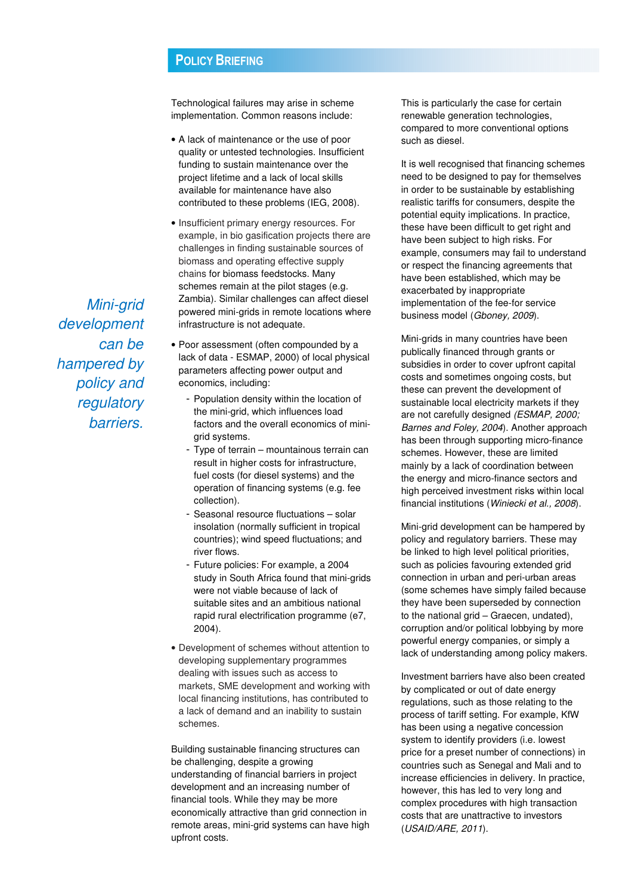Technological failures may arise in scheme implementation. Common reasons include:

- A lack of maintenance or the use of poor quality or untested technologies. Insufficient funding to sustain maintenance over the project lifetime and a lack of local skills available for maintenance have also contributed to these problems (IEG, 2008).
- Insufficient primary energy resources. For example, in bio gasification projects there are challenges in finding sustainable sources of biomass and operating effective supply chains for biomass feedstocks. Many schemes remain at the pilot stages (e.g. Zambia). Similar challenges can affect diesel powered mini-grids in remote locations where infrastructure is not adequate.
- Poor assessment (often compounded by a lack of data - ESMAP, 2000) of local physical parameters affecting power output and economics, including:
  - Population density within the location of the mini-grid, which influences load factors and the overall economics of mini-grid systems.
  - Type of terrain – mountainous terrain can result in higher costs for infrastructure, fuel costs (for diesel systems) and the operation of financing systems (e.g. fee collection).
  - Seasonal resource fluctuations – solar insolation (normally sufficient in tropical countries); wind speed fluctuations; and river flows.
  - Future policies: For example, a 2004 study in South Africa found that mini-grids were not viable because of lack of suitable sites and an ambitious national rapid rural electrification programme (e7, 2004).
- Development of schemes without attention to developing supplementary programmes dealing with issues such as access to markets, SME development and working with local financing institutions, has contributed to a lack of demand and an inability to sustain schemes.

Building sustainable financing structures can be challenging, despite a growing understanding of financial barriers in project development and an increasing number of financial tools. While they may be more economically attractive than grid connection in remote areas, mini-grid systems can have high upfront costs. This is particularly the case for certain renewable generation technologies, compared to more conventional options such as diesel.

It is well recognised that financing schemes need to be designed to pay for themselves in order to be sustainable by establishing realistic tariffs for consumers, despite the potential equity implications. In practice, these have been difficult to get right and have been subject to high risks. For example, consumers may fail to understand or respect the financing agreements that have been established, which may be exacerbated by inappropriate implementation of the fee-for service business model (*Gboney, 2009*).

Mini-grids in many countries have been publically financed through grants or subsidies in order to cover upfront capital costs and sometimes ongoing costs, but these can prevent the development of sustainable local electricity markets if they are not carefully designed *(ESMAP, 2000; Barnes and Foley, 2004*). Another approach has been through supporting micro-finance schemes. However, these are limited mainly by a lack of coordination between the energy and micro-finance sectors and high perceived investment risks within local financial institutions (*Winiecki et al., 2008*).

*Mini-grid development can be hampered by policy and regulatory barriers.*

Mini-grid development can be hampered by policy and regulatory barriers. These may be linked to high level political priorities, such as policies favouring extended grid connection in urban and peri-urban areas (some schemes have simply failed because they have been superseded by connection to the national grid – Graecen, undated), corruption and/or political lobbying by more powerful energy companies, or simply a lack of understanding among policy makers.

Investment barriers have also been created by complicated or out of date energy regulations, such as those relating to the process of tariff setting. For example, KfW has been using a negative concession system to identify providers (i.e. lowest price for a preset number of connections) in countries such as Senegal and Mali and to increase efficiencies in delivery. In practice, however, this has led to very long and complex procedures with high transaction costs that are unattractive to investors (*USAID/ARE, 2011*).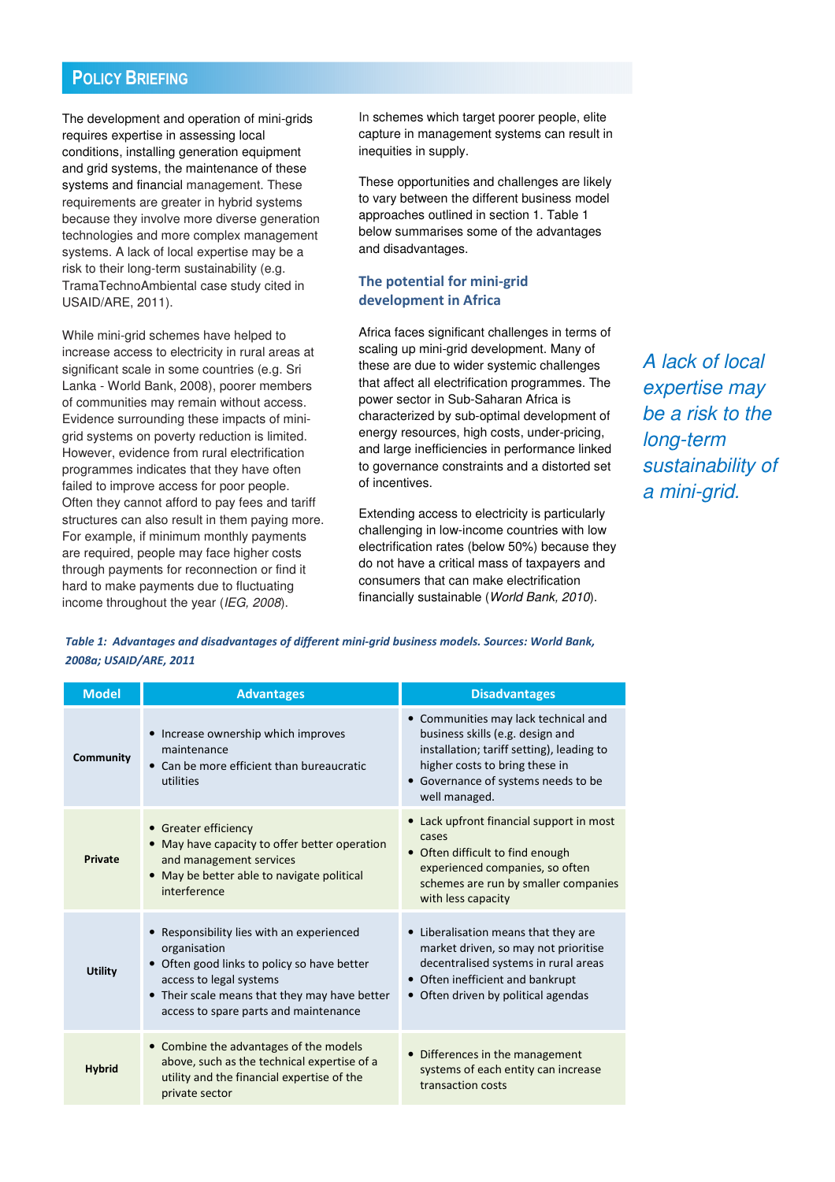The development and operation of mini-grids requires expertise in assessing local conditions, installing generation equipment and grid systems, the maintenance of these systems and financial management. These requirements are greater in hybrid systems because they involve more diverse generation technologies and more complex management systems. A lack of local expertise may be a risk to their long-term sustainability (e.g. TramaTechnoAmbiental case study cited in USAID/ARE, 2011).

While mini-grid schemes have helped to increase access to electricity in rural areas at significant scale in some countries (e.g. Sri Lanka - World Bank, 2008), poorer members of communities may remain without access. Evidence surrounding these impacts of mini-grid systems on poverty reduction is limited. However, evidence from rural electrification programmes indicates that they have often failed to improve access for poor people. Often they cannot afford to pay fees and tariff structures can also result in them paying more. For example, if minimum monthly payments are required, people may face higher costs through payments for reconnection or find it hard to make payments due to fluctuating income throughout the year (*IEG, 2008*).

In schemes which target poorer people, elite capture in management systems can result in inequities in supply.

These opportunities and challenges are likely to vary between the different business model approaches outlined in section 1. Table 1 below summarises some of the advantages and disadvantages.

### The potential for mini-grid development in Africa

Africa faces significant challenges in terms of scaling up mini-grid development. Many of these are due to wider systemic challenges that affect all electrification programmes. The power sector in Sub-Saharan Africa is characterized by sub-optimal development of energy resources, high costs, under-pricing, and large inefficiencies in performance linked to governance constraints and a distorted set of incentives.

Extending access to electricity is particularly challenging in low-income countries with low electrification rates (below 50%) because they do not have a critical mass of taxpayers and consumers that can make electrification financially sustainable (*World Bank, 2010*).

*A lack of local expertise may be a risk to the long-term sustainability of a mini-grid.*

***Table 1: Advantages and disadvantages of different mini-grid business models. Sources: World Bank, 2008a; USAID/ARE, 2011***

| Model | Advantages | Disadvantages |
|---|---|---|
| **Community** | • Increase ownership which improves maintenance<br>• Can be more efficient than bureaucratic utilities | • Communities may lack technical and business skills (e.g. design and installation; tariff setting), leading to higher costs to bring these in<br>• Governance of systems needs to be well managed. |
| **Private** | • Greater efficiency<br>• May have capacity to offer better operation and management services<br>• May be better able to navigate political interference | • Lack upfront financial support in most cases<br>• Often difficult to find enough experienced companies, so often schemes are run by smaller companies with less capacity |
| **Utility** | • Responsibility lies with an experienced organisation<br>• Often good links to policy so have better access to legal systems<br>• Their scale means that they may have better access to spare parts and maintenance | • Liberalisation means that they are market driven, so may not prioritise decentralised systems in rural areas<br>• Often inefficient and bankrupt<br>• Often driven by political agendas |
| **Hybrid** | • Combine the advantages of the models above, such as the technical expertise of a utility and the financial expertise of the private sector | • Differences in the management systems of each entity can increase transaction costs |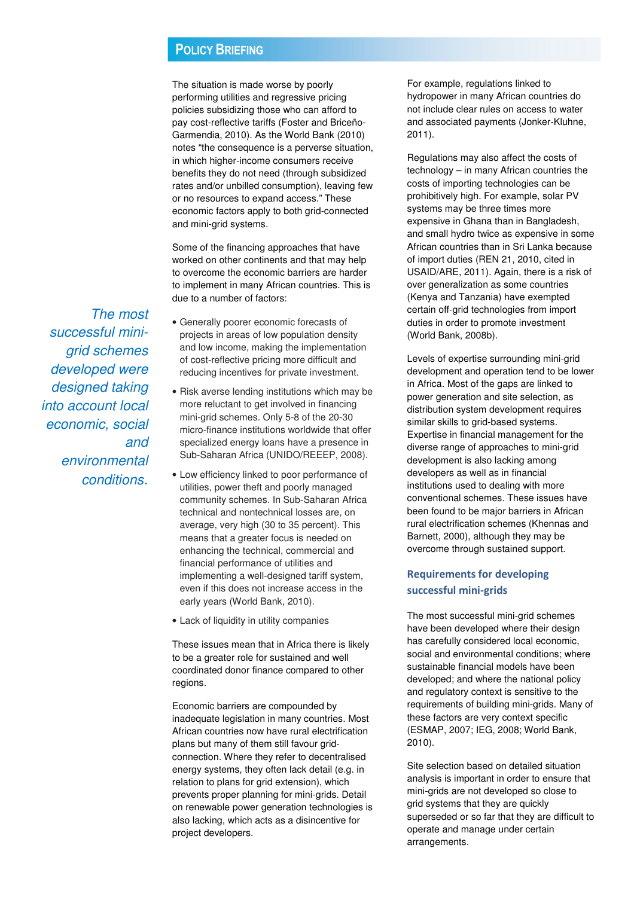The situation is made worse by poorly performing utilities and regressive pricing policies subsidizing those who can afford to pay cost-reflective tariffs (Foster and Briceño-Garmendia, 2010). As the World Bank (2010) notes "the consequence is a perverse situation, in which higher-income consumers receive benefits they do not need (through subsidized rates and/or unbilled consumption), leaving few or no resources to expand access." These economic factors apply to both grid-connected and mini-grid systems.

Some of the financing approaches that have worked on other continents and that may help to overcome the economic barriers are harder to implement in many African countries. This is due to a number of factors:

- Generally poorer economic forecasts of projects in areas of low population density and low income, making the implementation of cost-reflective pricing more difficult and reducing incentives for private investment.
- Risk averse lending institutions which may be more reluctant to get involved in financing mini-grid schemes. Only 5-8 of the 20-30 micro-finance institutions worldwide that offer specialized energy loans have a presence in Sub-Saharan Africa (UNIDO/REEEP, 2008).
- Low efficiency linked to poor performance of utilities, power theft and poorly managed community schemes. In Sub-Saharan Africa technical and nontechnical losses are, on average, very high (30 to 35 percent). This means that a greater focus is needed on enhancing the technical, commercial and financial performance of utilities and implementing a well-designed tariff system, even if this does not increase access in the early years (World Bank, 2010).
- Lack of liquidity in utility companies

These issues mean that in Africa there is likely to be a greater role for sustained and well coordinated donor finance compared to other regions.

*The most successful mini-grid schemes developed were designed taking into account local economic, social and environmental conditions.*

Economic barriers are compounded by inadequate legislation in many countries. Most African countries now have rural electrification plans but many of them still favour grid-connection. Where they refer to decentralised energy systems, they often lack detail (e.g. in relation to plans for grid extension), which prevents proper planning for mini-grids. Detail on renewable power generation technologies is also lacking, which acts as a disincentive for project developers.

For example, regulations linked to hydropower in many African countries do not include clear rules on access to water and associated payments (Jonker-Kluhne, 2011).

Regulations may also affect the costs of technology – in many African countries the costs of importing technologies can be prohibitively high. For example, solar PV systems may be three times more expensive in Ghana than in Bangladesh, and small hydro twice as expensive in some African countries than in Sri Lanka because of import duties (REN 21, 2010, cited in USAID/ARE, 2011). Again, there is a risk of over generalization as some countries (Kenya and Tanzania) have exempted certain off-grid technologies from import duties in order to promote investment (World Bank, 2008b).

Levels of expertise surrounding mini-grid development and operation tend to be lower in Africa. Most of the gaps are linked to power generation and site selection, as distribution system development requires similar skills to grid-based systems. Expertise in financial management for the diverse range of approaches to mini-grid development is also lacking among developers as well as in financial institutions used to dealing with more conventional schemes. These issues have been found to be major barriers in African rural electrification schemes (Khennas and Barnett, 2000), although they may be overcome through sustained support.

## Requirements for developing successful mini-grids

The most successful mini-grid schemes have been developed where their design has carefully considered local economic, social and environmental conditions; where sustainable financial models have been developed; and where the national policy and regulatory context is sensitive to the requirements of building mini-grids. Many of these factors are very context specific (ESMAP, 2007; IEG, 2008; World Bank, 2010).

Site selection based on detailed situation analysis is important in order to ensure that mini-grids are not developed so close to grid systems that they are quickly superseded or so far that they are difficult to operate and manage under certain arrangements.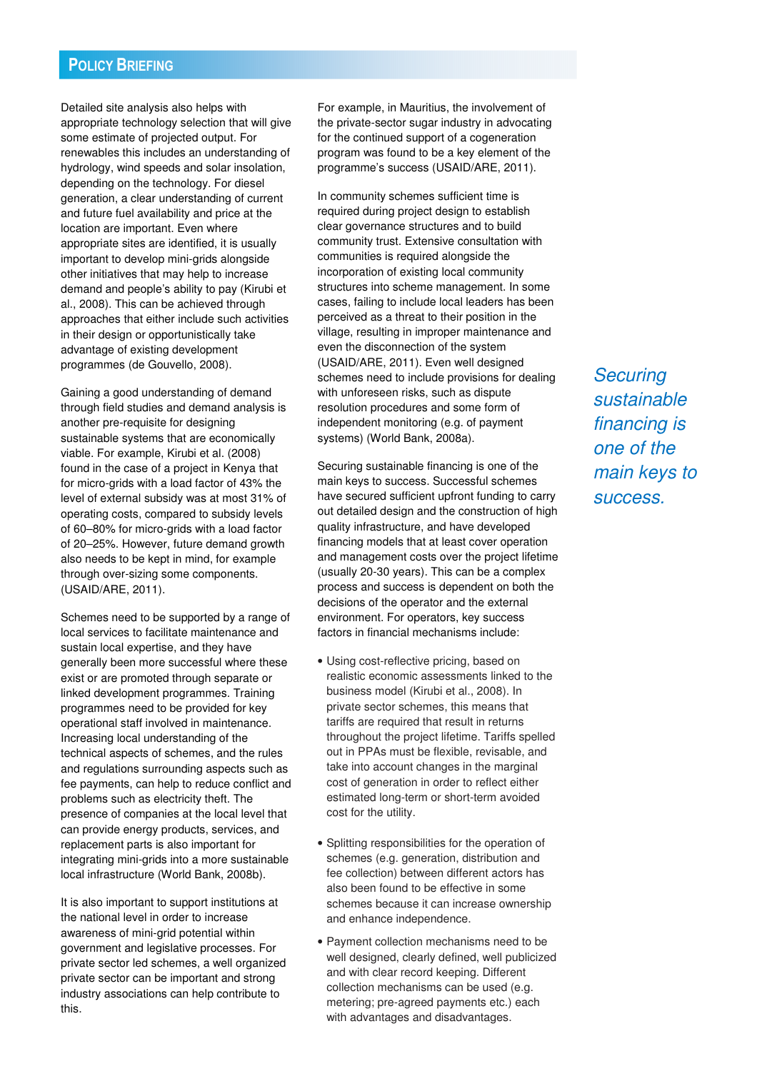Detailed site analysis also helps with appropriate technology selection that will give some estimate of projected output. For renewables this includes an understanding of hydrology, wind speeds and solar insolation, depending on the technology. For diesel generation, a clear understanding of current and future fuel availability and price at the location are important. Even where appropriate sites are identified, it is usually important to develop mini-grids alongside other initiatives that may help to increase demand and people's ability to pay (Kirubi et al., 2008). This can be achieved through approaches that either include such activities in their design or opportunistically take advantage of existing development programmes (de Gouvello, 2008).

Gaining a good understanding of demand through field studies and demand analysis is another pre-requisite for designing sustainable systems that are economically viable. For example, Kirubi et al. (2008) found in the case of a project in Kenya that for micro-grids with a load factor of 43% the level of external subsidy was at most 31% of operating costs, compared to subsidy levels of 60–80% for micro-grids with a load factor of 20–25%. However, future demand growth also needs to be kept in mind, for example through over-sizing some components. (USAID/ARE, 2011).

Schemes need to be supported by a range of local services to facilitate maintenance and sustain local expertise, and they have generally been more successful where these exist or are promoted through separate or linked development programmes. Training programmes need to be provided for key operational staff involved in maintenance. Increasing local understanding of the technical aspects of schemes, and the rules and regulations surrounding aspects such as fee payments, can help to reduce conflict and problems such as electricity theft. The presence of companies at the local level that can provide energy products, services, and replacement parts is also important for integrating mini-grids into a more sustainable local infrastructure (World Bank, 2008b).

It is also important to support institutions at the national level in order to increase awareness of mini-grid potential within government and legislative processes. For private sector led schemes, a well organized private sector can be important and strong industry associations can help contribute to this.

For example, in Mauritius, the involvement of the private-sector sugar industry in advocating for the continued support of a cogeneration program was found to be a key element of the programme's success (USAID/ARE, 2011).

In community schemes sufficient time is required during project design to establish clear governance structures and to build community trust. Extensive consultation with communities is required alongside the incorporation of existing local community structures into scheme management. In some cases, failing to include local leaders has been perceived as a threat to their position in the village, resulting in improper maintenance and even the disconnection of the system (USAID/ARE, 2011). Even well designed schemes need to include provisions for dealing with unforeseen risks, such as dispute resolution procedures and some form of independent monitoring (e.g. of payment systems) (World Bank, 2008a).

Securing sustainable financing is one of the main keys to success. Successful schemes have secured sufficient upfront funding to carry out detailed design and the construction of high quality infrastructure, and have developed financing models that at least cover operation and management costs over the project lifetime (usually 20-30 years). This can be a complex process and success is dependent on both the decisions of the operator and the external environment. For operators, key success factors in financial mechanisms include:

- Using cost-reflective pricing, based on realistic economic assessments linked to the business model (Kirubi et al., 2008). In private sector schemes, this means that tariffs are required that result in returns throughout the project lifetime. Tariffs spelled out in PPAs must be flexible, revisable, and take into account changes in the marginal cost of generation in order to reflect either estimated long-term or short-term avoided cost for the utility.
- Splitting responsibilities for the operation of schemes (e.g. generation, distribution and fee collection) between different actors has also been found to be effective in some schemes because it can increase ownership and enhance independence.
- Payment collection mechanisms need to be well designed, clearly defined, well publicized and with clear record keeping. Different collection mechanisms can be used (e.g. metering; pre-agreed payments etc.) each with advantages and disadvantages.

*Securing sustainable financing is one of the main keys to success.*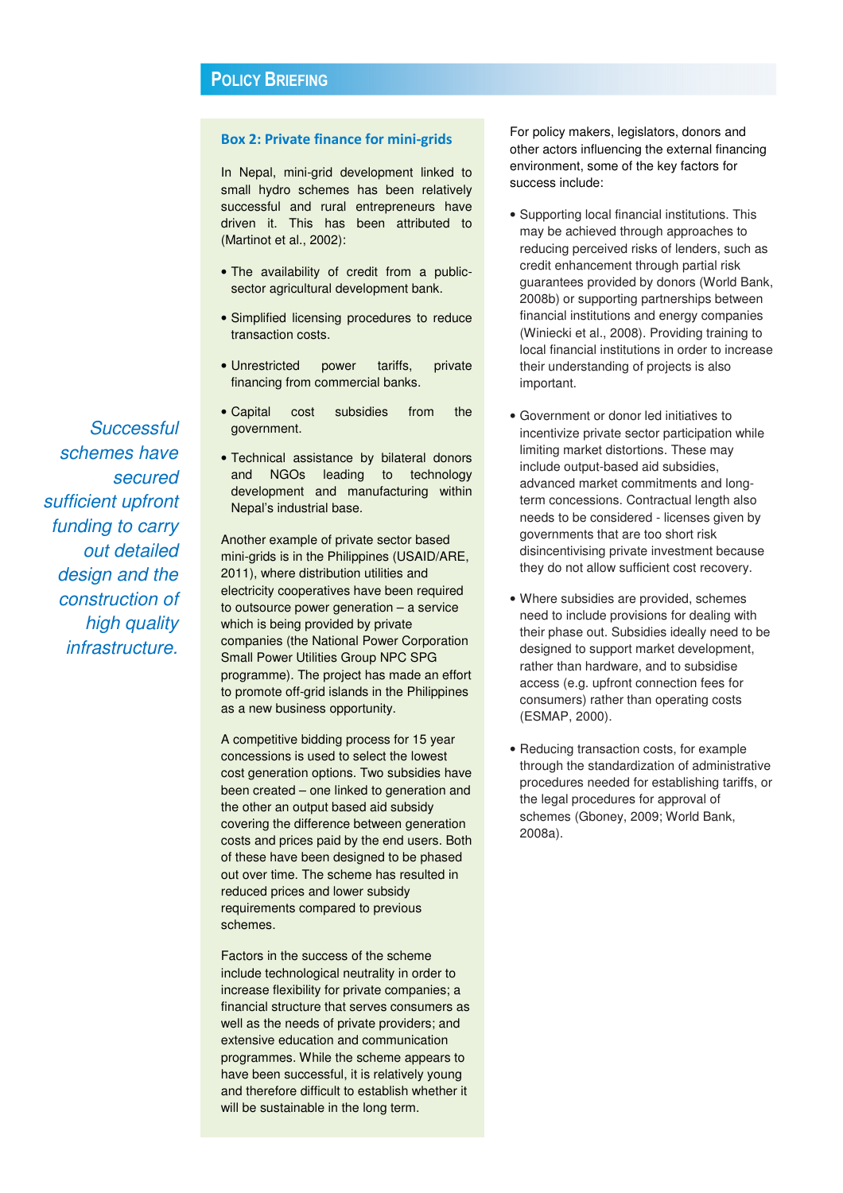## Box 2: Private finance for mini-grids

In Nepal, mini-grid development linked to small hydro schemes has been relatively successful and rural entrepreneurs have driven it. This has been attributed to (Martinot et al., 2002):

- The availability of credit from a public-sector agricultural development bank.
- Simplified licensing procedures to reduce transaction costs.
- Unrestricted power tariffs, private financing from commercial banks.
- Capital cost subsidies from the government.
- Technical assistance by bilateral donors and NGOs leading to technology development and manufacturing within Nepal's industrial base.

Another example of private sector based mini-grids is in the Philippines (USAID/ARE, 2011), where distribution utilities and electricity cooperatives have been required to outsource power generation – a service which is being provided by private companies (the National Power Corporation Small Power Utilities Group NPC SPG programme). The project has made an effort to promote off-grid islands in the Philippines as a new business opportunity.

A competitive bidding process for 15 year concessions is used to select the lowest cost generation options. Two subsidies have been created – one linked to generation and the other an output based aid subsidy covering the difference between generation costs and prices paid by the end users. Both of these have been designed to be phased out over time. The scheme has resulted in reduced prices and lower subsidy requirements compared to previous schemes.

Factors in the success of the scheme include technological neutrality in order to increase flexibility for private companies; a financial structure that serves consumers as well as the needs of private providers; and extensive education and communication programmes. While the scheme appears to have been successful, it is relatively young and therefore difficult to establish whether it will be sustainable in the long term.

*Successful schemes have secured sufficient upfront funding to carry out detailed design and the construction of high quality infrastructure.*

For policy makers, legislators, donors and other actors influencing the external financing environment, some of the key factors for success include:

- Supporting local financial institutions. This may be achieved through approaches to reducing perceived risks of lenders, such as credit enhancement through partial risk guarantees provided by donors (World Bank, 2008b) or supporting partnerships between financial institutions and energy companies (Winiecki et al., 2008). Providing training to local financial institutions in order to increase their understanding of projects is also important.
- Government or donor led initiatives to incentivize private sector participation while limiting market distortions. These may include output-based aid subsidies, advanced market commitments and long-term concessions. Contractual length also needs to be considered - licenses given by governments that are too short risk disincentivising private investment because they do not allow sufficient cost recovery.
- Where subsidies are provided, schemes need to include provisions for dealing with their phase out. Subsidies ideally need to be designed to support market development, rather than hardware, and to subsidise access (e.g. upfront connection fees for consumers) rather than operating costs (ESMAP, 2000).
- Reducing transaction costs, for example through the standardization of administrative procedures needed for establishing tariffs, or the legal procedures for approval of schemes (Gboney, 2009; World Bank, 2008a).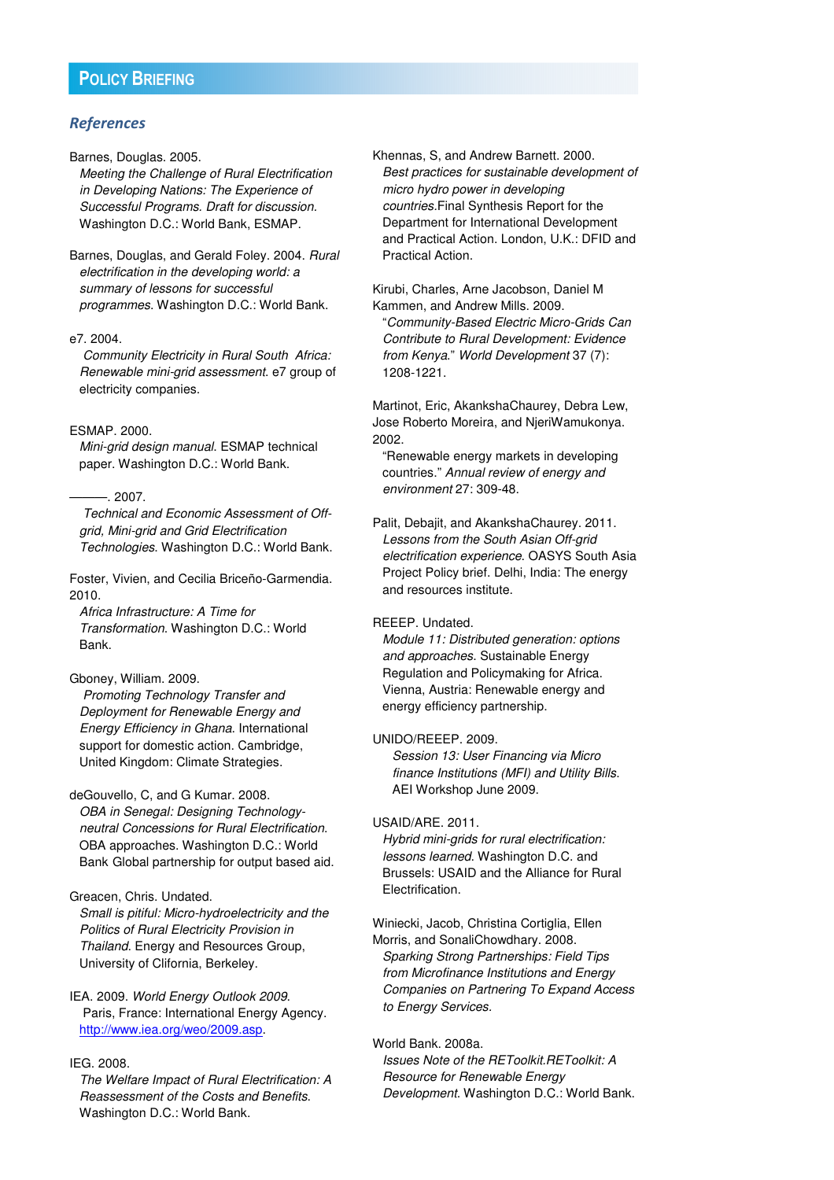## References

Barnes, Douglas. 2005. *Meeting the Challenge of Rural Electrification in Developing Nations: The Experience of Successful Programs. Draft for discussion*. Washington D.C.: World Bank, ESMAP.

Barnes, Douglas, and Gerald Foley. 2004. *Rural electrification in the developing world: a summary of lessons for successful programmes*. Washington D.C.: World Bank.

e7. 2004. *Community Electricity in Rural South Africa: Renewable mini-grid assessment*. e7 group of electricity companies.

ESMAP. 2000. *Mini-grid design manual*. ESMAP technical paper. Washington D.C.: World Bank.

———. 2007. *Technical and Economic Assessment of Off-grid, Mini-grid and Grid Electrification Technologies*. Washington D.C.: World Bank.

Foster, Vivien, and Cecilia Briceño-Garmendia. 2010. *Africa Infrastructure: A Time for Transformation*. Washington D.C.: World Bank.

Gboney, William. 2009. *Promoting Technology Transfer and Deployment for Renewable Energy and Energy Efficiency in Ghana*. International support for domestic action. Cambridge, United Kingdom: Climate Strategies.

deGouvello, C, and G Kumar. 2008. *OBA in Senegal: Designing Technology-neutral Concessions for Rural Electrification*. OBA approaches. Washington D.C.: World Bank Global partnership for output based aid.

Greacen, Chris. Undated. *Small is pitiful: Micro-hydroelectricity and the Politics of Rural Electricity Provision in Thailand*. Energy and Resources Group, University of Clifornia, Berkeley.

IEA. 2009. *World Energy Outlook 2009*. Paris, France: International Energy Agency. http://www.iea.org/weo/2009.asp.

IEG. 2008. *The Welfare Impact of Rural Electrification: A Reassessment of the Costs and Benefits*. Washington D.C.: World Bank.

Khennas, S, and Andrew Barnett. 2000. *Best practices for sustainable development of micro hydro power in developing countries*.Final Synthesis Report for the Department for International Development and Practical Action. London, U.K.: DFID and Practical Action.

Kirubi, Charles, Arne Jacobson, Daniel M Kammen, and Andrew Mills. 2009. "*Community-Based Electric Micro-Grids Can Contribute to Rural Development: Evidence from Kenya*." *World Development* 37 (7): 1208-1221.

Martinot, Eric, AkankshaChaurey, Debra Lew, Jose Roberto Moreira, and NjeriWamukonya. 2002. "Renewable energy markets in developing countries." *Annual review of energy and environment* 27: 309-48.

Palit, Debajit, and AkankshaChaurey. 2011. *Lessons from the South Asian Off-grid electrification experience*. OASYS South Asia Project Policy brief. Delhi, India: The energy and resources institute.

REEEP. Undated. *Module 11: Distributed generation: options and approaches*. Sustainable Energy Regulation and Policymaking for Africa. Vienna, Austria: Renewable energy and energy efficiency partnership.

UNIDO/REEEP. 2009. *Session 13: User Financing via Micro finance Institutions (MFI) and Utility Bills*. AEI Workshop June 2009.

USAID/ARE. 2011. *Hybrid mini-grids for rural electrification: lessons learned*. Washington D.C. and Brussels: USAID and the Alliance for Rural Electrification.

Winiecki, Jacob, Christina Cortiglia, Ellen Morris, and SonaliChowdhary. 2008. *Sparking Strong Partnerships: Field Tips from Microfinance Institutions and Energy Companies on Partnering To Expand Access to Energy Services*.

World Bank. 2008a. *Issues Note of the REToolkit.REToolkit: A Resource for Renewable Energy Development*. Washington D.C.: World Bank.